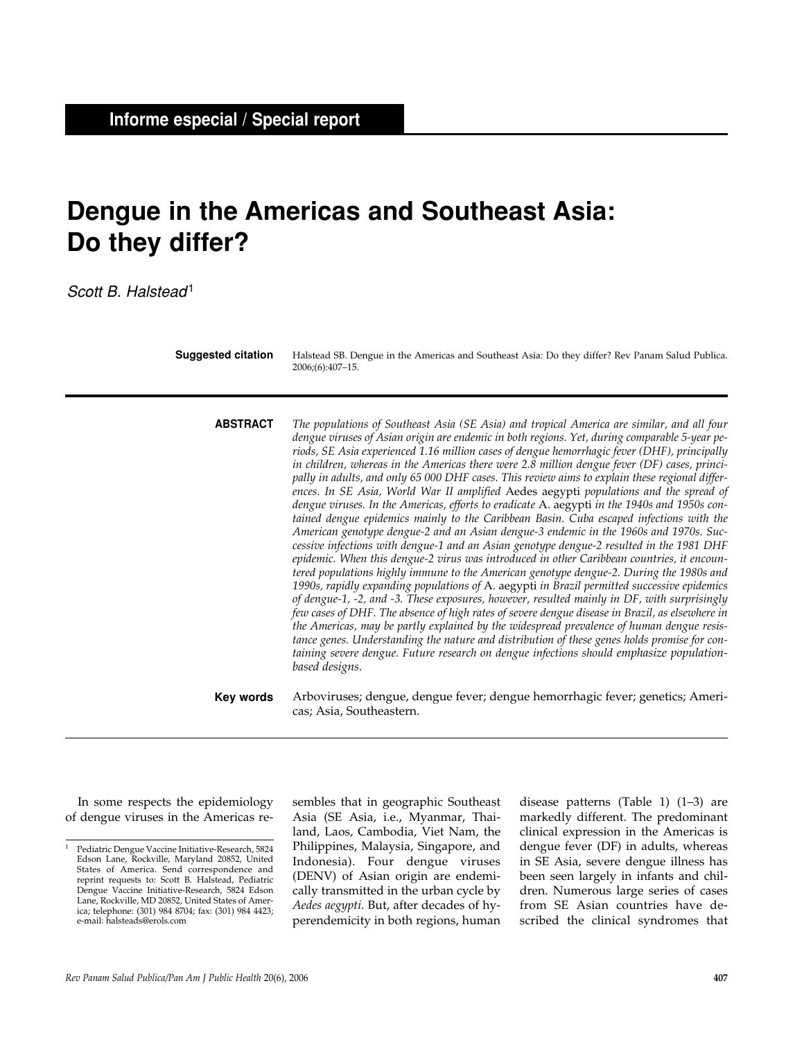Informe especial / Special report

# Dengue in the Americas and Southeast Asia: Do they differ?

*Scott B. Halstead*[1]

**Suggested citation**

Halstead SB. Dengue in the Americas and Southeast Asia: Do they differ? Rev Panam Salud Publica. 2006;(6):407–15.

**ABSTRACT**

*The populations of Southeast Asia (SE Asia) and tropical America are similar, and all four dengue viruses of Asian origin are endemic in both regions. Yet, during comparable 5-year periods, SE Asia experienced 1.16 million cases of dengue hemorrhagic fever (DHF), principally in children, whereas in the Americas there were 2.8 million dengue fever (DF) cases, principally in adults, and only 65 000 DHF cases. This review aims to explain these regional differences. In SE Asia, World War II amplified* Aedes aegypti *populations and the spread of dengue viruses. In the Americas, efforts to eradicate* A. aegypti *in the 1940s and 1950s contained dengue epidemics mainly to the Caribbean Basin. Cuba escaped infections with the American genotype dengue-2 and an Asian dengue-3 endemic in the 1960s and 1970s. Successive infections with dengue-1 and an Asian genotype dengue-2 resulted in the 1981 DHF epidemic. When this dengue-2 virus was introduced in other Caribbean countries, it encountered populations highly immune to the American genotype dengue-2. During the 1980s and 1990s, rapidly expanding populations of* A. aegypti *in Brazil permitted successive epidemics of dengue-1, -2, and -3. These exposures, however, resulted mainly in DF, with surprisingly few cases of DHF. The absence of high rates of severe dengue disease in Brazil, as elsewhere in the Americas, may be partly explained by the widespread prevalence of human dengue resistance genes. Understanding the nature and distribution of these genes holds promise for containing severe dengue. Future research on dengue infections should emphasize population-based designs.*

**Key words**

Arboviruses; dengue, dengue fever; dengue hemorrhagic fever; genetics; Americas; Asia, Southeastern.

---

In some respects the epidemiology of dengue viruses in the Americas resembles that in geographic Southeast Asia (SE Asia, i.e., Myanmar, Thailand, Laos, Cambodia, Viet Nam, the Philippines, Malaysia, Singapore, and Indonesia). Four dengue viruses (DENV) of Asian origin are endemically transmitted in the urban cycle by *Aedes aegypti*. But, after decades of hyperendemicity in both regions, human disease patterns (Table 1) (1–3) are markedly different. The predominant clinical expression in the Americas is dengue fever (DF) in adults, whereas in SE Asia, severe dengue illness has been seen largely in infants and children. Numerous large series of cases from SE Asian countries have described the clinical syndromes that

[1] Pediatric Dengue Vaccine Initiative-Research, 5824 Edson Lane, Rockville, Maryland 20852, United States of America. Send correspondence and reprint requests to: Scott B. Halstead, Pediatric Dengue Vaccine Initiative-Research, 5824 Edson Lane, Rockville, MD 20852, United States of America; telephone: (301) 984 8704; fax: (301) 984 4423; e-mail: halsteads@erols.com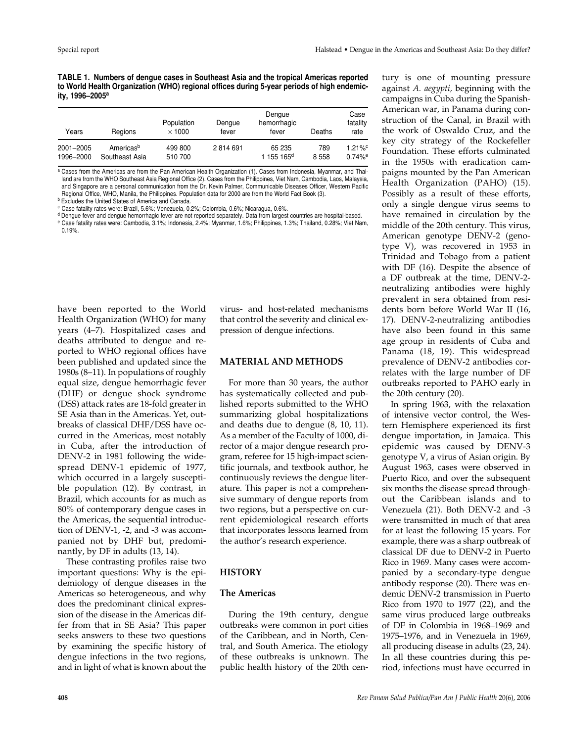**TABLE 1. Numbers of dengue cases in Southeast Asia and the tropical Americas reported to World Health Organization (WHO) regional offices during 5-year periods of high endemicity, 1996–2005[a]**

| Years | Regions | Population × 1000 | Dengue fever | Dengue hemorrhagic fever | Deaths | Case fatality rate |
|---|---|---|---|---|---|---|
| 2001–2005 | Americas[b] | 499 800 | 2 814 691 | 65 235 | 789 | 1.21%[c] |
| 1996–2000 | Southeast Asia | 510 700 | | 1 155 165[d] | 8 558 | 0.74%[e] |

[a] Cases from the Americas are from the Pan American Health Organization (1). Cases from Indonesia, Myanmar, and Thailand are from the WHO Southeast Asia Regional Office (2). Cases from the Philippines, Viet Nam, Cambodia, Laos, Malaysia, and Singapore are a personal communication from the Dr. Kevin Palmer, Communicable Diseases Officer, Western Pacific Regional Office, WHO, Manila, the Philippines. Population data for 2000 are from the World Fact Book (3).
[b] Excludes the United States of America and Canada.
[c] Case fatality rates were: Brazil, 5.6%; Venezuela, 0.2%; Colombia, 0.6%; Nicaragua, 0.6%.
[d] Dengue fever and dengue hemorrhagic fever are not reported separately. Data from largest countries are hospital-based.
[e] Case fatality rates were: Cambodia, 3.1%; Indonesia, 2.4%; Myanmar, 1.6%; Philippines, 1.3%; Thailand, 0.28%; Viet Nam, 0.19%.

have been reported to the World Health Organization (WHO) for many years (4–7). Hospitalized cases and deaths attributed to dengue and reported to WHO regional offices have been published and updated since the 1980s (8–11). In populations of roughly equal size, dengue hemorrhagic fever (DHF) or dengue shock syndrome (DSS) attack rates are 18-fold greater in SE Asia than in the Americas. Yet, outbreaks of classical DHF/DSS have occurred in the Americas, most notably in Cuba, after the introduction of DENV-2 in 1981 following the widespread DENV-1 epidemic of 1977, which occurred in a largely susceptible population (12). By contrast, in Brazil, which accounts for as much as 80% of contemporary dengue cases in the Americas, the sequential introduction of DENV-1, -2, and -3 was accompanied not by DHF but, predominantly, by DF in adults (13, 14).

These contrasting profiles raise two important questions: Why is the epidemiology of dengue diseases in the Americas so heterogeneous, and why does the predominant clinical expression of the disease in the Americas differ from that in SE Asia? This paper seeks answers to these two questions by examining the specific history of dengue infections in the two regions, and in light of what is known about the virus- and host-related mechanisms that control the severity and clinical expression of dengue infections.

## MATERIAL AND METHODS

For more than 30 years, the author has systematically collected and published reports submitted to the WHO summarizing global hospitalizations and deaths due to dengue (8, 10, 11). As a member of the Faculty of 1000, director of a major dengue research program, referee for 15 high-impact scientific journals, and textbook author, he continuously reviews the dengue literature. This paper is not a comprehensive summary of dengue reports from two regions, but a perspective on current epidemiological research efforts that incorporates lessons learned from the author's research experience.

## HISTORY

### The Americas

During the 19th century, dengue outbreaks were common in port cities of the Caribbean, and in North, Central, and South America. The etiology of these outbreaks is unknown. The public health history of the 20th century is one of mounting pressure against *A. aegypti,* beginning with the campaigns in Cuba during the Spanish-American war, in Panama during construction of the Canal, in Brazil with the work of Oswaldo Cruz, and the key city strategy of the Rockefeller Foundation. These efforts culminated in the 1950s with eradication campaigns mounted by the Pan American Health Organization (PAHO) (15). Possibly as a result of these efforts, only a single dengue virus seems to have remained in circulation by the middle of the 20th century. This virus, American genotype DENV-2 (genotype V), was recovered in 1953 in Trinidad and Tobago from a patient with DF (16). Despite the absence of a DF outbreak at the time, DENV-2-neutralizing antibodies were highly prevalent in sera obtained from residents born before World War II (16, 17). DENV-2-neutralizing antibodies have also been found in this same age group in residents of Cuba and Panama (18, 19). This widespread prevalence of DENV-2 antibodies correlates with the large number of DF outbreaks reported to PAHO early in the 20th century (20).

In spring 1963, with the relaxation of intensive vector control, the Western Hemisphere experienced its first dengue importation, in Jamaica. This epidemic was caused by DENV-3 genotype V, a virus of Asian origin. By August 1963, cases were observed in Puerto Rico, and over the subsequent six months the disease spread throughout the Caribbean islands and to Venezuela (21). Both DENV-2 and -3 were transmitted in much of that area for at least the following 15 years. For example, there was a sharp outbreak of classical DF due to DENV-2 in Puerto Rico in 1969. Many cases were accompanied by a secondary-type dengue antibody response (20). There was endemic DENV-2 transmission in Puerto Rico from 1970 to 1977 (22), and the same virus produced large outbreaks of DF in Colombia in 1968–1969 and 1975–1976, and in Venezuela in 1969, all producing disease in adults (23, 24). In all these countries during this period, infections must have occurred in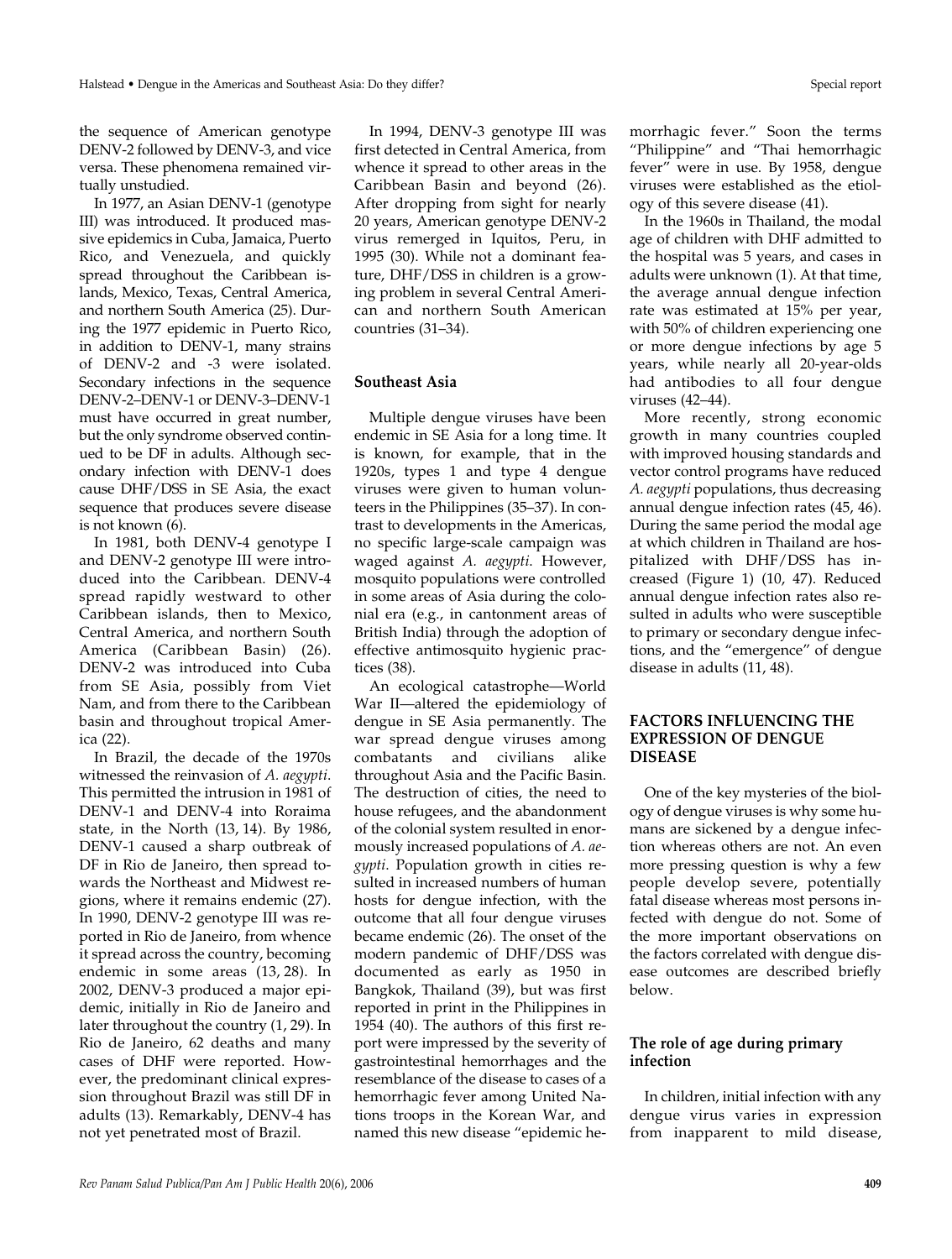the sequence of American genotype DENV-2 followed by DENV-3, and vice versa. These phenomena remained virtually unstudied.

In 1977, an Asian DENV-1 (genotype III) was introduced. It produced massive epidemics in Cuba, Jamaica, Puerto Rico, and Venezuela, and quickly spread throughout the Caribbean islands, Mexico, Texas, Central America, and northern South America (25). During the 1977 epidemic in Puerto Rico, in addition to DENV-1, many strains of DENV-2 and -3 were isolated. Secondary infections in the sequence DENV-2–DENV-1 or DENV-3–DENV-1 must have occurred in great number, but the only syndrome observed continued to be DF in adults. Although secondary infection with DENV-1 does cause DHF/DSS in SE Asia, the exact sequence that produces severe disease is not known (6).

In 1981, both DENV-4 genotype I and DENV-2 genotype III were introduced into the Caribbean. DENV-4 spread rapidly westward to other Caribbean islands, then to Mexico, Central America, and northern South America (Caribbean Basin) (26). DENV-2 was introduced into Cuba from SE Asia, possibly from Viet Nam, and from there to the Caribbean basin and throughout tropical America (22).

In Brazil, the decade of the 1970s witnessed the reinvasion of *A. aegypti*. This permitted the intrusion in 1981 of DENV-1 and DENV-4 into Roraima state, in the North (13, 14). By 1986, DENV-1 caused a sharp outbreak of DF in Rio de Janeiro, then spread towards the Northeast and Midwest regions, where it remains endemic (27). In 1990, DENV-2 genotype III was reported in Rio de Janeiro, from whence it spread across the country, becoming endemic in some areas (13, 28). In 2002, DENV-3 produced a major epidemic, initially in Rio de Janeiro and later throughout the country (1, 29). In Rio de Janeiro, 62 deaths and many cases of DHF were reported. However, the predominant clinical expression throughout Brazil was still DF in adults (13). Remarkably, DENV-4 has not yet penetrated most of Brazil.

In 1994, DENV-3 genotype III was first detected in Central America, from whence it spread to other areas in the Caribbean Basin and beyond (26). After dropping from sight for nearly 20 years, American genotype DENV-2 virus reemerged in Iquitos, Peru, in 1995 (30). While not a dominant feature, DHF/DSS in children is a growing problem in several Central American and northern South American countries (31–34).

### Southeast Asia

Multiple dengue viruses have been endemic in SE Asia for a long time. It is known, for example, that in the 1920s, types 1 and type 4 dengue viruses were given to human volunteers in the Philippines (35–37). In contrast to developments in the Americas, no specific large-scale campaign was waged against *A. aegypti*. However, mosquito populations were controlled in some areas of Asia during the colonial era (e.g., in cantonment areas of British India) through the adoption of effective antimosquito hygienic practices (38).

An ecological catastrophe—World War II—altered the epidemiology of dengue in SE Asia permanently. The war spread dengue viruses among combatants and civilians alike throughout Asia and the Pacific Basin. The destruction of cities, the need to house refugees, and the abandonment of the colonial system resulted in enormously increased populations of *A. aegypti*. Population growth in cities resulted in increased numbers of human hosts for dengue infection, with the outcome that all four dengue viruses became endemic (26). The onset of the modern pandemic of DHF/DSS was documented as early as 1950 in Bangkok, Thailand (39), but was first reported in print in the Philippines in 1954 (40). The authors of this first report were impressed by the severity of gastrointestinal hemorrhages and the resemblance of the disease to cases of a hemorrhagic fever among United Nations troops in the Korean War, and named this new disease "epidemic hemorrhagic fever." Soon the terms "Philippine" and "Thai hemorrhagic fever" were in use. By 1958, dengue viruses were established as the etiology of this severe disease (41).

In the 1960s in Thailand, the modal age of children with DHF admitted to the hospital was 5 years, and cases in adults were unknown (1). At that time, the average annual dengue infection rate was estimated at 15% per year, with 50% of children experiencing one or more dengue infections by age 5 years, while nearly all 20-year-olds had antibodies to all four dengue viruses (42–44).

More recently, strong economic growth in many countries coupled with improved housing standards and vector control programs have reduced *A. aegypti* populations, thus decreasing annual dengue infection rates (45, 46). During the same period the modal age at which children in Thailand are hospitalized with DHF/DSS has increased (Figure 1) (10, 47). Reduced annual dengue infection rates also resulted in adults who were susceptible to primary or secondary dengue infections, and the "emergence" of dengue disease in adults (11, 48).

## FACTORS INFLUENCING THE EXPRESSION OF DENGUE DISEASE

One of the key mysteries of the biology of dengue viruses is why some humans are sickened by a dengue infection whereas others are not. An even more pressing question is why a few people develop severe, potentially fatal disease whereas most persons infected with dengue do not. Some of the more important observations on the factors correlated with dengue disease outcomes are described briefly below.

### The role of age during primary infection

In children, initial infection with any dengue virus varies in expression from inapparent to mild disease,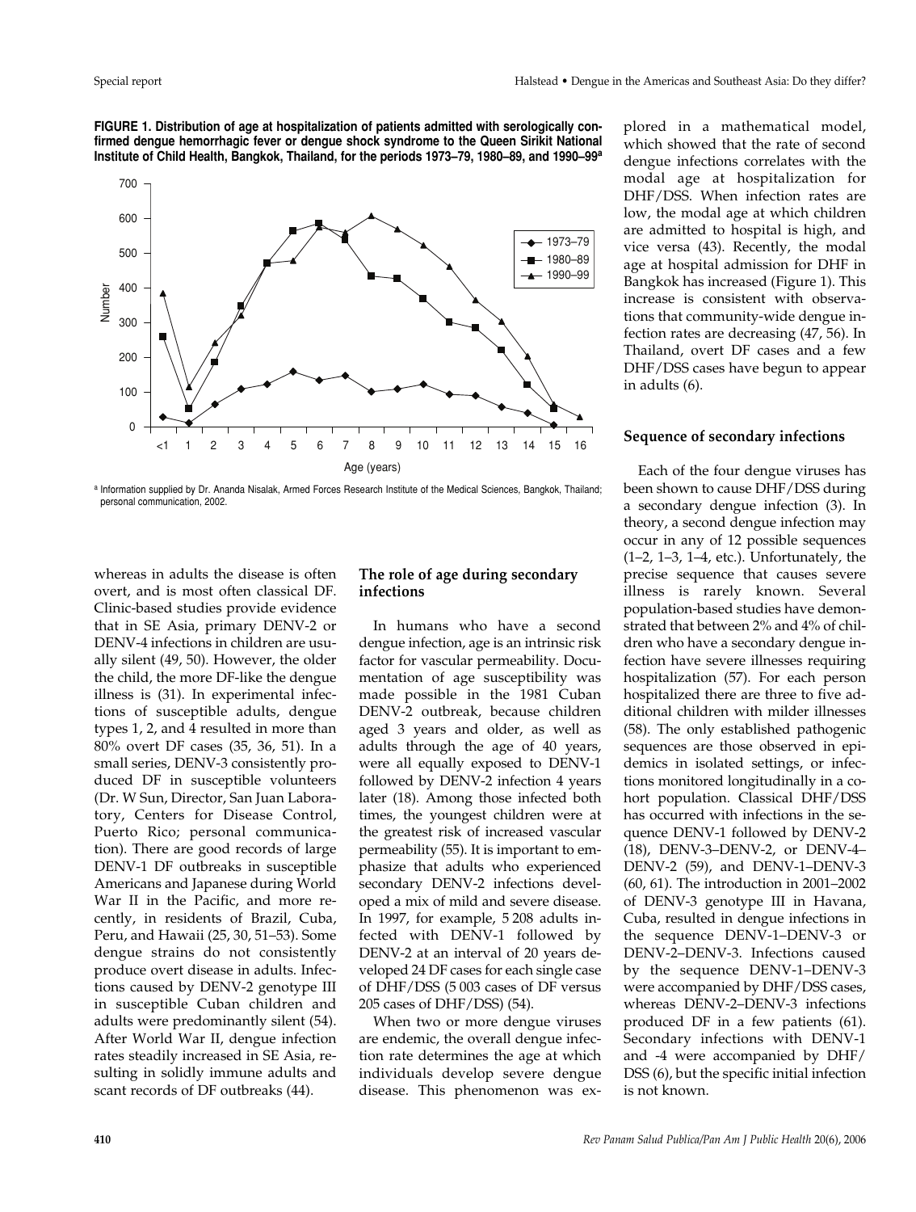**FIGURE 1. Distribution of age at hospitalization of patients admitted with serologically confirmed dengue hemorrhagic fever or dengue shock syndrome to the Queen Sirikit National Institute of Child Health, Bangkok, Thailand, for the periods 1973–79, 1980–89, and 1990–99[a]**

[a] Information supplied by Dr. Ananda Nisalak, Armed Forces Research Institute of the Medical Sciences, Bangkok, Thailand; personal communication, 2002.

whereas in adults the disease is often overt, and is most often classical DF. Clinic-based studies provide evidence that in SE Asia, primary DENV-2 or DENV-4 infections in children are usually silent (49, 50). However, the older the child, the more DF-like the dengue illness is (31). In experimental infections of susceptible adults, dengue types 1, 2, and 4 resulted in more than 80% overt DF cases (35, 36, 51). In a small series, DENV-3 consistently produced DF in susceptible volunteers (Dr. W Sun, Director, San Juan Laboratory, Centers for Disease Control, Puerto Rico; personal communication). There are good records of large DENV-1 DF outbreaks in susceptible Americans and Japanese during World War II in the Pacific, and more recently, in residents of Brazil, Cuba, Peru, and Hawaii (25, 30, 51–53). Some dengue strains do not consistently produce overt disease in adults. Infections caused by DENV-2 genotype III in susceptible Cuban children and adults were predominantly silent (54). After World War II, dengue infection rates steadily increased in SE Asia, resulting in solidly immune adults and scant records of DF outbreaks (44).

## The role of age during secondary infections

In humans who have a second dengue infection, age is an intrinsic risk factor for vascular permeability. Documentation of age susceptibility was made possible in the 1981 Cuban DENV-2 outbreak, because children aged 3 years and older, as well as adults through the age of 40 years, were all equally exposed to DENV-1 followed by DENV-2 infection 4 years later (18). Among those infected both times, the youngest children were at the greatest risk of increased vascular permeability (55). It is important to emphasize that adults who experienced secondary DENV-2 infections developed a mix of mild and severe disease. In 1997, for example, 5 208 adults infected with DENV-1 followed by DENV-2 at an interval of 20 years developed 24 DF cases for each single case of DHF/DSS (5 003 cases of DF versus 205 cases of DHF/DSS) (54).

When two or more dengue viruses are endemic, the overall dengue infection rate determines the age at which individuals develop severe dengue disease. This phenomenon was explored in a mathematical model, which showed that the rate of second dengue infections correlates with the modal age at hospitalization for DHF/DSS. When infection rates are low, the modal age at which children are admitted to hospital is high, and vice versa (43). Recently, the modal age at hospital admission for DHF in Bangkok has increased (Figure 1). This increase is consistent with observations that community-wide dengue infection rates are decreasing (47, 56). In Thailand, overt DF cases and a few DHF/DSS cases have begun to appear in adults (6).

## Sequence of secondary infections

Each of the four dengue viruses has been shown to cause DHF/DSS during a secondary dengue infection (3). In theory, a second dengue infection may occur in any of 12 possible sequences (1–2, 1–3, 1–4, etc.). Unfortunately, the precise sequence that causes severe illness is rarely known. Several population-based studies have demonstrated that between 2% and 4% of children who have a secondary dengue infection have severe illnesses requiring hospitalization (57). For each person hospitalized there are three to five additional children with milder illnesses (58). The only established pathogenic sequences are those observed in epidemics in isolated settings, or infections monitored longitudinally in a cohort population. Classical DHF/DSS has occurred with infections in the sequence DENV-1 followed by DENV-2 (18), DENV-3–DENV-2, or DENV-4–DENV-2 (59), and DENV-1–DENV-3 (60, 61). The introduction in 2001–2002 of DENV-3 genotype III in Havana, Cuba, resulted in dengue infections in the sequence DENV-1–DENV-3 or DENV-2–DENV-3. Infections caused by the sequence DENV-1–DENV-3 were accompanied by DHF/DSS cases, whereas DENV-2–DENV-3 infections produced DF in a few patients (61). Secondary infections with DENV-1 and -4 were accompanied by DHF/DSS (6), but the specific initial infection is not known.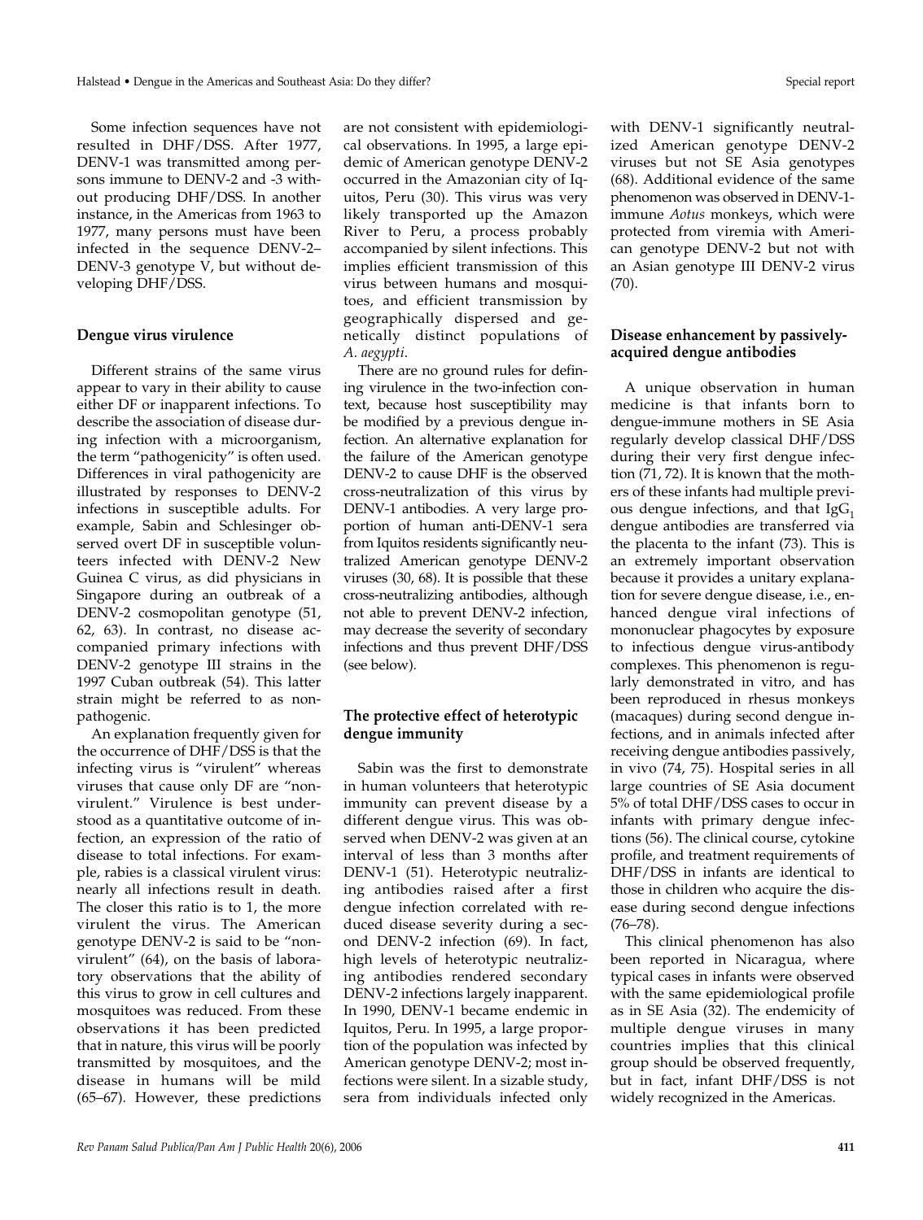Some infection sequences have not resulted in DHF/DSS. After 1977, DENV-1 was transmitted among persons immune to DENV-2 and -3 without producing DHF/DSS. In another instance, in the Americas from 1963 to 1977, many persons must have been infected in the sequence DENV-2–DENV-3 genotype V, but without developing DHF/DSS.

### Dengue virus virulence

Different strains of the same virus appear to vary in their ability to cause either DF or inapparent infections. To describe the association of disease during infection with a microorganism, the term "pathogenicity" is often used. Differences in viral pathogenicity are illustrated by responses to DENV-2 infections in susceptible adults. For example, Sabin and Schlesinger observed overt DF in susceptible volunteers infected with DENV-2 New Guinea C virus, as did physicians in Singapore during an outbreak of a DENV-2 cosmopolitan genotype (51, 62, 63). In contrast, no disease accompanied primary infections with DENV-2 genotype III strains in the 1997 Cuban outbreak (54). This latter strain might be referred to as nonpathogenic.

An explanation frequently given for the occurrence of DHF/DSS is that the infecting virus is "virulent" whereas viruses that cause only DF are "nonvirulent." Virulence is best understood as a quantitative outcome of infection, an expression of the ratio of disease to total infections. For example, rabies is a classical virulent virus: nearly all infections result in death. The closer this ratio is to 1, the more virulent the virus. The American genotype DENV-2 is said to be "nonvirulent" (64), on the basis of laboratory observations that the ability of this virus to grow in cell cultures and mosquitoes was reduced. From these observations it has been predicted that in nature, this virus will be poorly transmitted by mosquitoes, and the disease in humans will be mild (65–67). However, these predictions are not consistent with epidemiological observations. In 1995, a large epidemic of American genotype DENV-2 occurred in the Amazonian city of Iquitos, Peru (30). This virus was very likely transported up the Amazon River to Peru, a process probably accompanied by silent infections. This implies efficient transmission of this virus between humans and mosquitoes, and efficient transmission by geographically dispersed and genetically distinct populations of *A. aegypti*.

There are no ground rules for defining virulence in the two-infection context, because host susceptibility may be modified by a previous dengue infection. An alternative explanation for the failure of the American genotype DENV-2 to cause DHF is the observed cross-neutralization of this virus by DENV-1 antibodies. A very large proportion of human anti-DENV-1 sera from Iquitos residents significantly neutralized American genotype DENV-2 viruses (30, 68). It is possible that these cross-neutralizing antibodies, although not able to prevent DENV-2 infection, may decrease the severity of secondary infections and thus prevent DHF/DSS (see below).

### The protective effect of heterotypic dengue immunity

Sabin was the first to demonstrate in human volunteers that heterotypic immunity can prevent disease by a different dengue virus. This was observed when DENV-2 was given at an interval of less than 3 months after DENV-1 (51). Heterotypic neutralizing antibodies raised after a first dengue infection correlated with reduced disease severity during a second DENV-2 infection (69). In fact, high levels of heterotypic neutralizing antibodies rendered secondary DENV-2 infections largely inapparent. In 1990, DENV-1 became endemic in Iquitos, Peru. In 1995, a large proportion of the population was infected by American genotype DENV-2; most infections were silent. In a sizable study, sera from individuals infected only with DENV-1 significantly neutralized American genotype DENV-2 viruses but not SE Asia genotypes (68). Additional evidence of the same phenomenon was observed in DENV-1-immune *Aotus* monkeys, which were protected from viremia with American genotype DENV-2 but not with an Asian genotype III DENV-2 virus (70).

### Disease enhancement by passively-acquired dengue antibodies

A unique observation in human medicine is that infants born to dengue-immune mothers in SE Asia regularly develop classical DHF/DSS during their very first dengue infection (71, 72). It is known that the mothers of these infants had multiple previous dengue infections, and that $IgG_1$ dengue antibodies are transferred via the placenta to the infant (73). This is an extremely important observation because it provides a unitary explanation for severe dengue disease, i.e., enhanced dengue viral infections of mononuclear phagocytes by exposure to infectious dengue virus-antibody complexes. This phenomenon is regularly demonstrated in vitro, and has been reproduced in rhesus monkeys (macaques) during second dengue infections, and in animals infected after receiving dengue antibodies passively, in vivo (74, 75). Hospital series in all large countries of SE Asia document 5% of total DHF/DSS cases to occur in infants with primary dengue infections (56). The clinical course, cytokine profile, and treatment requirements of DHF/DSS in infants are identical to those in children who acquire the disease during second dengue infections (76–78).

This clinical phenomenon has also been reported in Nicaragua, where typical cases in infants were observed with the same epidemiological profile as in SE Asia (32). The endemicity of multiple dengue viruses in many countries implies that this clinical group should be observed frequently, but in fact, infant DHF/DSS is not widely recognized in the Americas.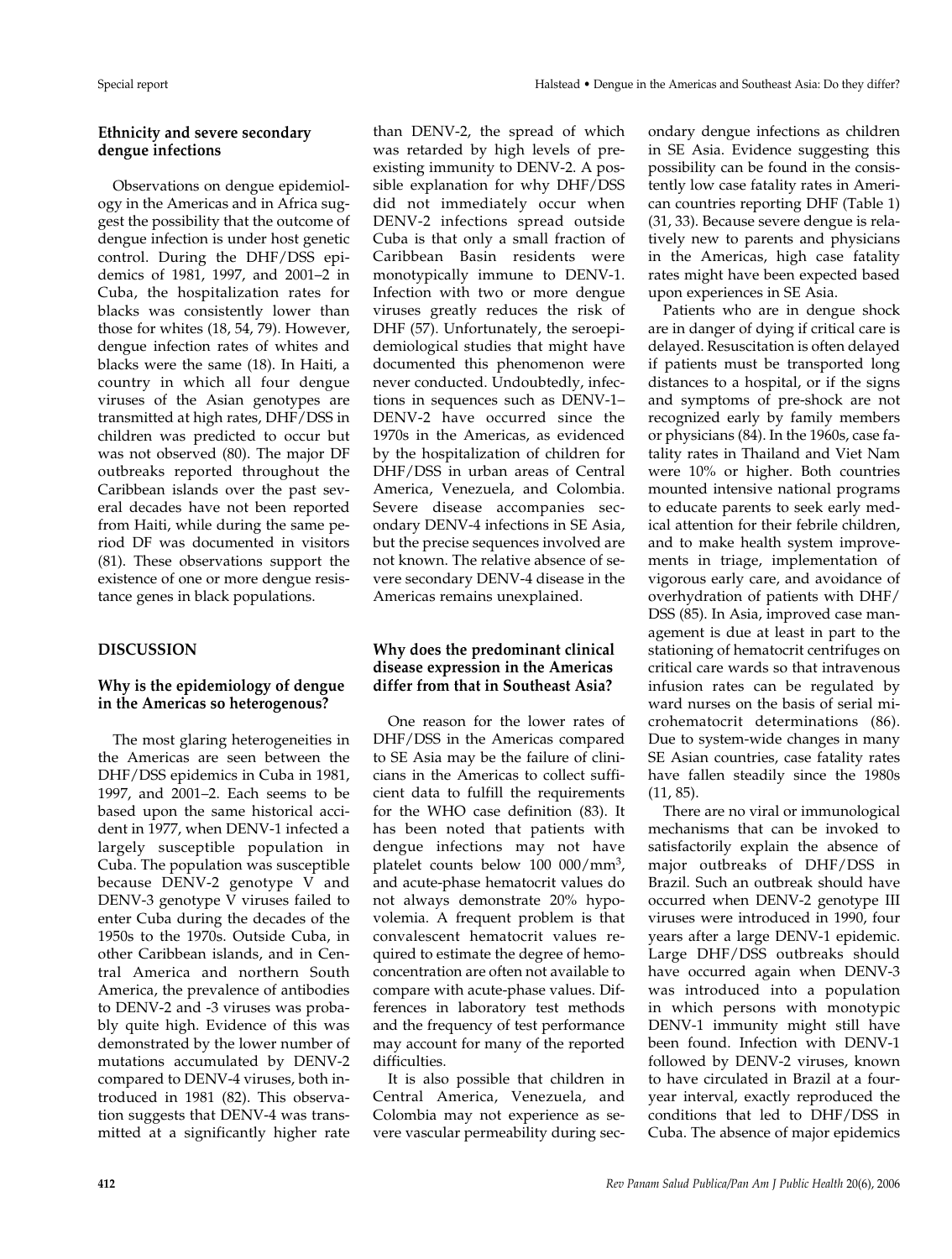### Ethnicity and severe secondary dengue infections

Observations on dengue epidemiology in the Americas and in Africa suggest the possibility that the outcome of dengue infection is under host genetic control. During the DHF/DSS epidemics of 1981, 1997, and 2001–2 in Cuba, the hospitalization rates for blacks was consistently lower than those for whites (18, 54, 79). However, dengue infection rates of whites and blacks were the same (18). In Haiti, a country in which all four dengue viruses of the Asian genotypes are transmitted at high rates, DHF/DSS in children was predicted to occur but was not observed (80). The major DF outbreaks reported throughout the Caribbean islands over the past several decades have not been reported from Haiti, while during the same period DF was documented in visitors (81). These observations support the existence of one or more dengue resistance genes in black populations.

## DISCUSSION

### Why is the epidemiology of dengue in the Americas so heterogenous?

The most glaring heterogeneities in the Americas are seen between the DHF/DSS epidemics in Cuba in 1981, 1997, and 2001–2. Each seems to be based upon the same historical accident in 1977, when DENV-1 infected a largely susceptible population in Cuba. The population was susceptible because DENV-2 genotype V and DENV-3 genotype V viruses failed to enter Cuba during the decades of the 1950s to the 1970s. Outside Cuba, in other Caribbean islands, and in Central America and northern South America, the prevalence of antibodies to DENV-2 and -3 viruses was probably quite high. Evidence of this was demonstrated by the lower number of mutations accumulated by DENV-2 compared to DENV-4 viruses, both introduced in 1981 (82). This observation suggests that DENV-4 was transmitted at a significantly higher rate than DENV-2, the spread of which was retarded by high levels of preexisting immunity to DENV-2. A possible explanation for why DHF/DSS did not immediately occur when DENV-2 infections spread outside Cuba is that only a small fraction of Caribbean Basin residents were monotypically immune to DENV-1. Infection with two or more dengue viruses greatly reduces the risk of DHF (57). Unfortunately, the seroepidemiological studies that might have documented this phenomenon were never conducted. Undoubtedly, infections in sequences such as DENV-1–DENV-2 have occurred since the 1970s in the Americas, as evidenced by the hospitalization of children for DHF/DSS in urban areas of Central America, Venezuela, and Colombia. Severe disease accompanies secondary DENV-4 infections in SE Asia, but the precise sequences involved are not known. The relative absence of severe secondary DENV-4 disease in the Americas remains unexplained.

### Why does the predominant clinical disease expression in the Americas differ from that in Southeast Asia?

One reason for the lower rates of DHF/DSS in the Americas compared to SE Asia may be the failure of clinicians in the Americas to collect sufficient data to fulfill the requirements for the WHO case definition (83). It has been noted that patients with dengue infections may not have platelet counts below 100 000/mm$^3$, and acute-phase hematocrit values do not always demonstrate 20% hypovolemia. A frequent problem is that convalescent hematocrit values required to estimate the degree of hemoconcentration are often not available to compare with acute-phase values. Differences in laboratory test methods and the frequency of test performance may account for many of the reported difficulties.

It is also possible that children in Central America, Venezuela, and Colombia may not experience as severe vascular permeability during secondary dengue infections as children in SE Asia. Evidence suggesting this possibility can be found in the consistently low case fatality rates in American countries reporting DHF (Table 1) (31, 33). Because severe dengue is relatively new to parents and physicians in the Americas, high case fatality rates might have been expected based upon experiences in SE Asia.

Patients who are in dengue shock are in danger of dying if critical care is delayed. Resuscitation is often delayed if patients must be transported long distances to a hospital, or if the signs and symptoms of pre-shock are not recognized early by family members or physicians (84). In the 1960s, case fatality rates in Thailand and Viet Nam were 10% or higher. Both countries mounted intensive national programs to educate parents to seek early medical attention for their febrile children, and to make health system improvements in triage, implementation of vigorous early care, and avoidance of overhydration of patients with DHF/DSS (85). In Asia, improved case management is due at least in part to the stationing of hematocrit centrifuges on critical care wards so that intravenous infusion rates can be regulated by ward nurses on the basis of serial microhematocrit determinations (86). Due to system-wide changes in many SE Asian countries, case fatality rates have fallen steadily since the 1980s (11, 85).

There are no viral or immunological mechanisms that can be invoked to satisfactorily explain the absence of major outbreaks of DHF/DSS in Brazil. Such an outbreak should have occurred when DENV-2 genotype III viruses were introduced in 1990, four years after a large DENV-1 epidemic. Large DHF/DSS outbreaks should have occurred again when DENV-3 was introduced into a population in which persons with monotypic DENV-1 immunity might still have been found. Infection with DENV-1 followed by DENV-2 viruses, known to have circulated in Brazil at a four-year interval, exactly reproduced the conditions that led to DHF/DSS in Cuba. The absence of major epidemics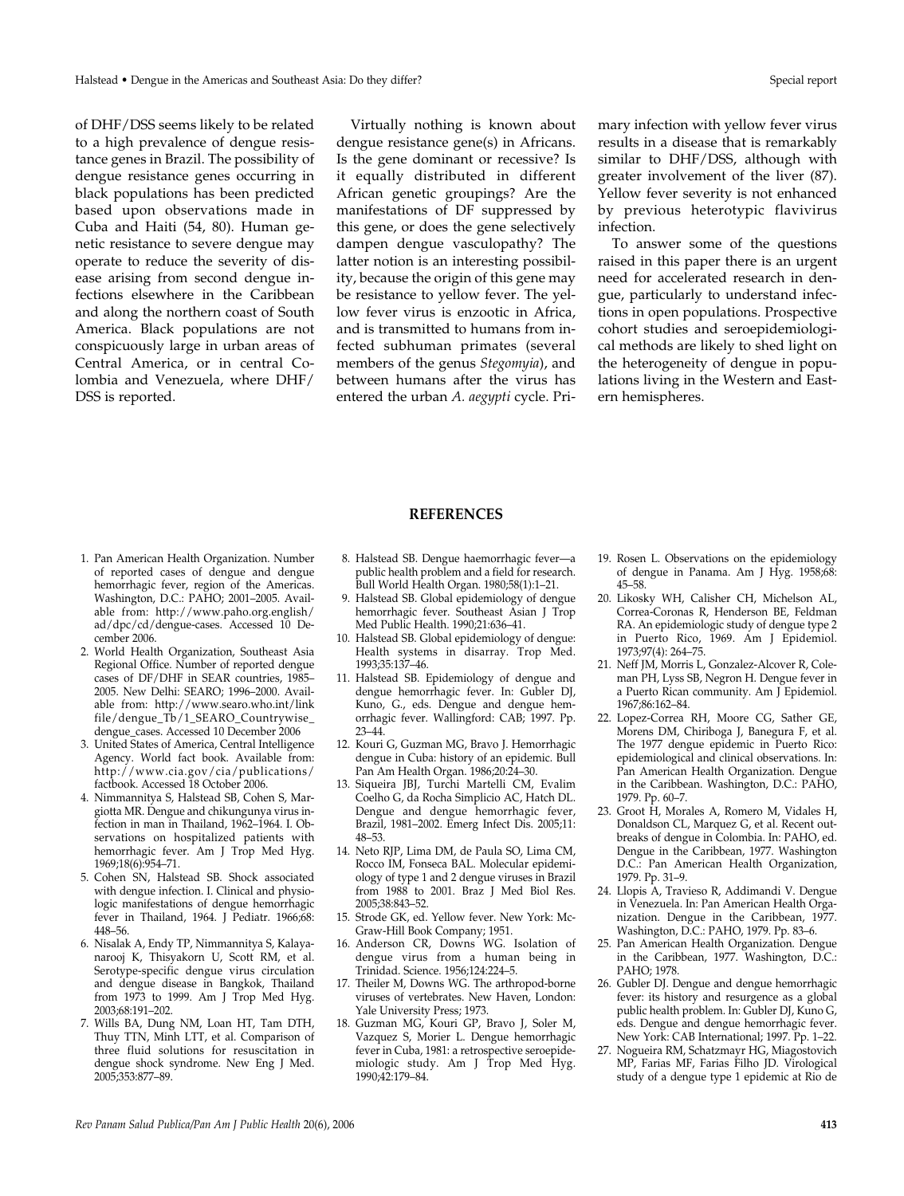of DHF/DSS seems likely to be related to a high prevalence of dengue resistance genes in Brazil. The possibility of dengue resistance genes occurring in black populations has been predicted based upon observations made in Cuba and Haiti (54, 80). Human genetic resistance to severe dengue may operate to reduce the severity of disease arising from second dengue infections elsewhere in the Caribbean and along the northern coast of South America. Black populations are not conspicuously large in urban areas of Central America, or in central Colombia and Venezuela, where DHF/DSS is reported.

Virtually nothing is known about dengue resistance gene(s) in Africans. Is the gene dominant or recessive? Is it equally distributed in different African genetic groupings? Are the manifestations of DF suppressed by this gene, or does the gene selectively dampen dengue vasculopathy? The latter notion is an interesting possibility, because the origin of this gene may be resistance to yellow fever. The yellow fever virus is enzootic in Africa, and is transmitted to humans from infected subhuman primates (several members of the genus *Stegomyia*), and between humans after the virus has entered the urban *A. aegypti* cycle. Primary infection with yellow fever virus results in a disease that is remarkably similar to DHF/DSS, although with greater involvement of the liver (87). Yellow fever severity is not enhanced by previous heterotypic flavivirus infection.

To answer some of the questions raised in this paper there is an urgent need for accelerated research in dengue, particularly to understand infections in open populations. Prospective cohort studies and seroepidemiological methods are likely to shed light on the heterogeneity of dengue in populations living in the Western and Eastern hemispheres.

## REFERENCES

1. Pan American Health Organization. Number of reported cases of dengue and dengue hemorrhagic fever, region of the Americas. Washington, D.C.: PAHO; 2001–2005. Available from: http://www.paho.org.english/ad/dpc/cd/dengue-cases. Accessed 10 December 2006.
2. World Health Organization, Southeast Asia Regional Office. Number of reported dengue cases of DF/DHF in SEAR countries, 1985–2005. New Delhi: SEARO; 1996–2000. Available from: http://www.searo.who.int/linkfile/dengue_Tb/1_SEARO_Countrywise_dengue_cases. Accessed 10 December 2006
3. United States of America, Central Intelligence Agency. World fact book. Available from: http://www.cia.gov/cia/publications/factbook. Accessed 18 October 2006.
4. Nimmannitya S, Halstead SB, Cohen S, Margiotta MR. Dengue and chikungunya virus infection in man in Thailand, 1962–1964. I. Observations on hospitalized patients with hemorrhagic fever. Am J Trop Med Hyg. 1969;18(6):954–71.
5. Cohen SN, Halstead SB. Shock associated with dengue infection. I. Clinical and physiologic manifestations of dengue hemorrhagic fever in Thailand, 1964. J Pediatr. 1966;68: 448–56.
6. Nisalak A, Endy TP, Nimmannitya S, Kalayanarooj K, Thisyakorn U, Scott RM, et al. Serotype-specific dengue virus circulation and dengue disease in Bangkok, Thailand from 1973 to 1999. Am J Trop Med Hyg. 2003;68:191–202.
7. Wills BA, Dung NM, Loan HT, Tam DTH, Thuy TTN, Minh LTT, et al. Comparison of three fluid solutions for resuscitation in dengue shock syndrome. New Eng J Med. 2005;353:877–89.
8. Halstead SB. Dengue haemorrhagic fever—a public health problem and a field for research. Bull World Health Organ. 1980;58(1):1–21.
9. Halstead SB. Global epidemiology of dengue hemorrhagic fever. Southeast Asian J Trop Med Public Health. 1990;21:636–41.
10. Halstead SB. Global epidemiology of dengue: Health systems in disarray. Trop Med. 1993;35:137–46.
11. Halstead SB. Epidemiology of dengue and dengue hemorrhagic fever. In: Gubler DJ, Kuno, G., eds. Dengue and dengue hemorrhagic fever. Wallingford: CAB; 1997. Pp. 23–44.
12. Kouri G, Guzman MG, Bravo J. Hemorrhagic dengue in Cuba: history of an epidemic. Bull Pan Am Health Organ. 1986;20:24–30.
13. Siqueira JBJ, Turchi Martelli CM, Evalim Coelho G, da Rocha Simplicio AC, Hatch DL. Dengue and dengue hemorrhagic fever, Brazil, 1981–2002. Emerg Infect Dis. 2005;11: 48–53.
14. Neto RJP, Lima DM, de Paula SO, Lima CM, Rocco IM, Fonseca BAL. Molecular epidemiology of type 1 and 2 dengue viruses in Brazil from 1988 to 2001. Braz J Med Biol Res. 2005;38:843–52.
15. Strode GK, ed. Yellow fever. New York: McGraw-Hill Book Company; 1951.
16. Anderson CR, Downs WG. Isolation of dengue virus from a human being in Trinidad. Science. 1956;124:224–5.
17. Theiler M, Downs WG. The arthropod-borne viruses of vertebrates. New Haven, London: Yale University Press; 1973.
18. Guzman MG, Kouri GP, Bravo J, Soler M, Vazquez S, Morier L. Dengue hemorrhagic fever in Cuba, 1981: a retrospective seroepidemiologic study. Am J Trop Med Hyg. 1990;42:179–84.
19. Rosen L. Observations on the epidemiology of dengue in Panama. Am J Hyg. 1958;68: 45–58.
20. Likosky WH, Calisher CH, Michelson AL, Correa-Coronas R, Henderson BE, Feldman RA. An epidemiologic study of dengue type 2 in Puerto Rico, 1969. Am J Epidemiol. 1973;97(4): 264–75.
21. Neff JM, Morris L, Gonzalez-Alcover R, Coleman PH, Lyss SB, Negron H. Dengue fever in a Puerto Rican community. Am J Epidemiol. 1967;86:162–84.
22. Lopez-Correa RH, Moore CG, Sather GE, Morens DM, Chiriboga J, Banegura F, et al. The 1977 dengue epidemic in Puerto Rico: epidemiological and clinical observations. In: Pan American Health Organization. Dengue in the Caribbean. Washington, D.C.: PAHO, 1979. Pp. 60–7.
23. Groot H, Morales A, Romero M, Vidales H, Donaldson CL, Marquez G, et al. Recent outbreaks of dengue in Colombia. In: PAHO, ed. Dengue in the Caribbean, 1977. Washington D.C.: Pan American Health Organization, 1979. Pp. 31–9.
24. Llopis A, Travieso R, Addimandi V. Dengue in Venezuela. In: Pan American Health Organization. Dengue in the Caribbean, 1977. Washington, D.C.: PAHO, 1979. Pp. 83–6.
25. Pan American Health Organization. Dengue in the Caribbean, 1977. Washington, D.C.: PAHO; 1978.
26. Gubler DJ. Dengue and dengue hemorrhagic fever: its history and resurgence as a global public health problem. In: Gubler DJ, Kuno G, eds. Dengue and dengue hemorrhagic fever. New York: CAB International; 1997. Pp. 1–22.
27. Nogueira RM, Schatzmayr HG, Miagostovich MP, Farias MF, Farias Filho JD. Virological study of a dengue type 1 epidemic at Rio de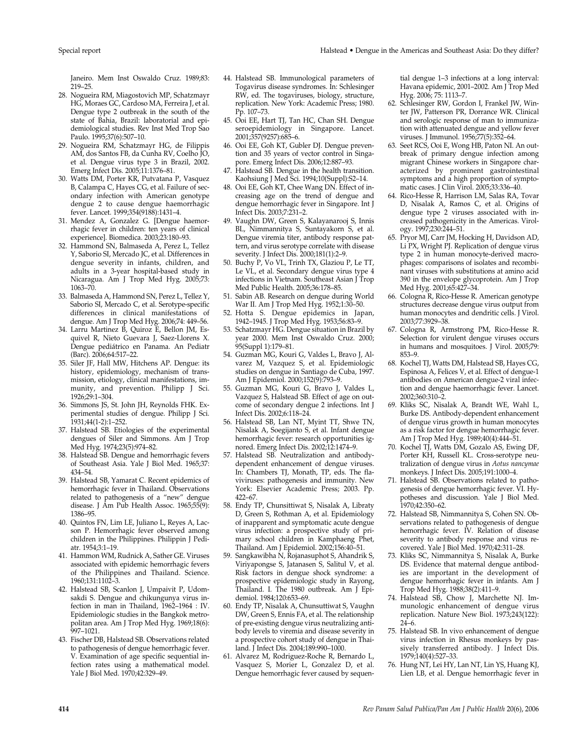Janeiro. Mem Inst Oswaldo Cruz. 1989;83: 219–25.

28. Nogueira RM, Miagostovich MP, Schatzmayr HG, Moraes GC, Cardoso MA, Ferreira J, et al. Dengue type 2 outbreak in the south of the state of Bahia, Brazil: laboratorial and epidemiological studies. Rev Inst Med Trop Sao Paulo. 1995;37(6):507–10.
29. Nogueira RM, Schatzmayr HG, de Filippis AM, dos Santos FB, da Cunha RV, Coelho JO, et al. Dengue virus type 3 in Brazil, 2002. Emerg Infect Dis. 2005;11:1376–81.
30. Watts DM, Porter KR, Putvatana P, Vasquez B, Calampa C, Hayes CG, et al. Failure of secondary infection with American genotype dengue 2 to cause dengue haemorrhagic fever. Lancet. 1999;354(9188):1431–4.
31. Mendez A, Gonzalez G. [Dengue haemorrhagic fever in children: ten years of clinical experience]. Biomedica. 2003;23:180–93.
32. Hammond SN, Balmaseda A, Perez L, Tellez Y, Saborio SI, Mercado JC, et al. Differences in dengue severity in infants, children, and adults in a 3-year hospital-based study in Nicaragua. Am J Trop Med Hyg. 2005;73: 1063–70.
33. Balmaseda A, Hammond SN, Perez L, Tellez Y, Saborio SI, Mercado C, et al. Serotype-specific differences in clinical manifestations of dengue. Am J Trop Med Hyg. 2006;74: 449–56.
34. Larru Martinez B, Quiroz E, Bellon JM, Esquivel R, Nieto Guevara J, Saez-Llorens X. Dengue pediátrico en Panama. An Pediatr (Barc). 2006;64:517–22.
35. Siler JF, Hall MW, Hitchens AP. Dengue: its history, epidemiology, mechanism of transmission, etiology, clinical manifestations, immunity, and prevention. Philipp J Sci. 1926;29:1–304.
36. Simmons JS, St. John JH, Reynolds FHK. Experimental studies of dengue. Philipp J Sci. 1931;44(1-2):1–252.
37. Halstead SB. Etiologies of the experimental dengues of Siler and Simmons. Am J Trop Med Hyg. 1974;23(5):974–82.
38. Halstead SB. Dengue and hemorrhagic fevers of Southeast Asia. Yale J Biol Med. 1965;37: 434–54.
39. Halstead SB, Yamarat C. Recent epidemics of hemorrhagic fever in Thailand. Observations related to pathogenesis of a "new" dengue disease. J Am Pub Health Assoc. 1965;55(9): 1386–95.
40. Quintos FN, Lim LE, Juliano L, Reyes A, Lacson P. Hemorrhagic fever observed among children in the Philippines. Philippin J Pediatr. 1954;3:1–19.
41. Hammon WM, Rudnick A, Sather GE. Viruses associated with epidemic hemorrhagic fevers of the Philippines and Thailand. Science. 1960;131:1102–3.
42. Halstead SB, Scanlon J, Umpaivit P, Udomsakdi S. Dengue and chikungunya virus infection in man in Thailand, 1962–1964 : IV. Epidemiologic studies in the Bangkok metropolitan area. Am J Trop Med Hyg. 1969;18(6): 997–1021.
43. Fischer DB, Halstead SB. Observations related to pathogenesis of dengue hemorrhagic fever. V. Examination of age specific sequential infection rates using a mathematical model. Yale J Biol Med. 1970;42:329–49.
44. Halstead SB. Immunological parameters of Togavirus disease syndromes. In: Schlesinger RW, ed. The togaviruses, biology, structure, replication. New York: Academic Press; 1980. Pp. 107–73.
45. Ooi EE, Hart TJ, Tan HC, Chan SH. Dengue seroepidemiology in Singapore. Lancet. 2001;357(9257):685–6.
46. Ooi EE, Goh KT, Gubler DJ. Dengue prevention and 35 years of vector control in Singapore. Emerg Infect Dis. 2006;12:887–93.
47. Halstead SB. Dengue in the health transition. Kaohsiung J Med Sci. 1994;10(Suppl):S2–14.
48. Ooi EE, Goh KT, Chee Wang DN. Effect of increasing age on the trend of dengue and dengue hemorrhagic fever in Singapore. Int J Infect Dis. 2003;7:231–2.
49. Vaughn DW, Green S, Kalayanarooj S, Innis BL, Nimmannitya S, Suntayakorn S, et al. Dengue viremia titer, antibody response pattern, and virus serotype correlate with disease severity. J Infect Dis. 2000;181(1):2–9.
50. Buchy P, Vo VL, Trinh TX, Glaziou P, Le TT, Le VL, et al. Secondary dengue virus type 4 infections in Vietnam. Southeast Asian J Trop Med Public Health. 2005;36:178–85.
51. Sabin AB. Research on dengue during World War II. Am J Trop Med Hyg. 1952;1:30–50.
52. Hotta S. Dengue epidemics in Japan, 1942–1945. J Trop Med Hyg. 1953;56:83–9.
53. Schatzmayr HG. Dengue situation in Brazil by year 2000. Mem Inst Oswaldo Cruz. 2000; 95(Suppl 1):179–81.
54. Guzman MG, Kouri G, Valdes L, Bravo J, Alvarez M, Vazquez S, et al. Epidemiologic studies on dengue in Santiago de Cuba, 1997. Am J Epidemiol. 2000;152(9):793–9.
55. Guzman MG, Kouri G, Bravo J, Valdes L, Vazquez S, Halstead SB. Effect of age on outcome of secondary dengue 2 infections. Int J Infect Dis. 2002;6:118–24.
56. Halstead SB, Lan NT, Myint TT, Shwe TN, Nisalak A, Soegijanto S, et al. Infant dengue hemorrhagic fever: research opportunities ignored. Emerg Infect Dis. 2002;12:1474–9.
57. Halstead SB. Neutralization and antibody-dependent enhancement of dengue viruses. In: Chambers TJ, Monath, TP, eds. The flaviviruses: pathogenesis and immunity. New York: Elsevier Academic Press; 2003. Pp. 422–67.
58. Endy TP, Chunsittiwat S, Nisalak A, Libraty D, Green S, Rothman A, et al. Epidemiology of inapparent and symptomatic acute dengue virus infection: a prospective study of primary school children in Kamphaeng Phet, Thailand. Am J Epidemiol. 2002;156:40–51.
59. Sangkawibha N, Rojanasuphot S, Ahandrik S, Viriyapongse S, Jatanasen S, Salitul V, et al. Risk factors in dengue shock syndrome: a prospective epidemiologic study in Rayong, Thailand. I. The 1980 outbreak. Am J Epidemiol. 1984;120:653–69.
60. Endy TP, Nisalak A, Chunsuttiwat S, Vaughn DW, Green S, Ennis FA, et al. The relationship of pre-existing dengue virus neutralizing antibody levels to viremia and disease severity in a prospective cohort study of dengue in Thailand. J Infect Dis. 2004;189:990–1000.
61. Alvarez M, Rodriguez-Roche R, Bernardo L, Vasquez S, Morier L, Gonzalez D, et al. Dengue hemorrhagic fever caused by sequential dengue 1–3 infections at a long interval: Havana epidemic, 2001–2002. Am J Trop Med Hyg. 2006; 75: 1113–7.
62. Schlesinger RW, Gordon I, Frankel JW, Winter JW, Patterson PR, Dorrance WR. Clinical and serologic response of man to immunization with attenuated dengue and yellow fever viruses. J Immunol. 1956;77(5):352–64.
63. Seet RCS, Ooi E, Wong HB, Paton NI. An outbreak of primary dengue infection among migrant Chinese workers in Singapore characterized by prominent gastrointestinal symptoms and a high proportion of symptomatic cases. J Clin Virol. 2005;33:336–40.
64. Rico-Hesse R, Harrison LM, Salas RA, Tovar D, Nisalak A, Ramos C, et al. Origins of dengue type 2 viruses associated with increased pathogenicity in the Americas. Virology. 1997;230:244–51.
65. Pryor MJ, Carr JM, Hocking H, Davidson AD, Li PX, Wright PJ. Replication of dengue virus type 2 in human monocyte-derived macrophages: comparisons of isolates and recombinant viruses with substitutions at amino acid 390 in the envelope glycoprotein. Am J Trop Med Hyg. 2001;65:427–34.
66. Cologna R, Rico-Hesse R. American genotype structures decrease dengue virus output from human monocytes and dendritic cells. J Virol. 2003;77:3929–38.
67. Cologna R, Armstrong PM, Rico-Hesse R. Selection for virulent dengue viruses occurs in humans and mosquitoes. J Virol. 2005;79: 853–9.
68. Kochel TJ, Watts DM, Halstead SB, Hayes CG, Espinosa A, Felices V, et al. Effect of dengue-1 antibodies on American dengue-2 viral infection and dengue haemorrhagic fever. Lancet. 2002;360:310–2.
69. Kliks SC, Nisalak A, Brandt WE, Wahl L, Burke DS. Antibody-dependent enhancement of dengue virus growth in human monocytes as a risk factor for dengue hemorrhagic fever. Am J Trop Med Hyg. 1989;40(4):444–51.
70. Kochel TJ, Watts DM, Gozalo AS, Ewing DF, Porter KH, Russell KL. Cross-serotype neutralization of dengue virus in *Aotus nancymae* monkeys. J Infect Dis. 2005;191:1000–4.
71. Halstead SB. Observations related to pathogenesis of dengue hemorrhagic fever. VI. Hypotheses and discussion. Yale J Biol Med. 1970;42:350–62.
72. Halstead SB, Nimmannitya S, Cohen SN. Observations related to pathogenesis of dengue hemorrhagic fever. IV. Relation of disease severity to antibody response and virus recovered. Yale J Biol Med. 1970;42:311–28.
73. Kliks SC, Nimmannitya S, Nisalak A, Burke DS. Evidence that maternal dengue antibodies are important in the development of dengue hemorrhagic fever in infants. Am J Trop Med Hyg. 1988;38(2):411–9.
74. Halstead SB, Chow J, Marchette NJ. Immunologic enhancement of dengue virus replication. Nature New Biol. 1973;243(122): 24–6.
75. Halstead SB. In vivo enhancement of dengue virus infection in Rhesus monkeys by passively transferred antibody. J Infect Dis. 1979;140(4):527–33.
76. Hung NT, Lei HY, Lan NT, Lin YS, Huang KJ, Lien LB, et al. Dengue hemorrhagic fever in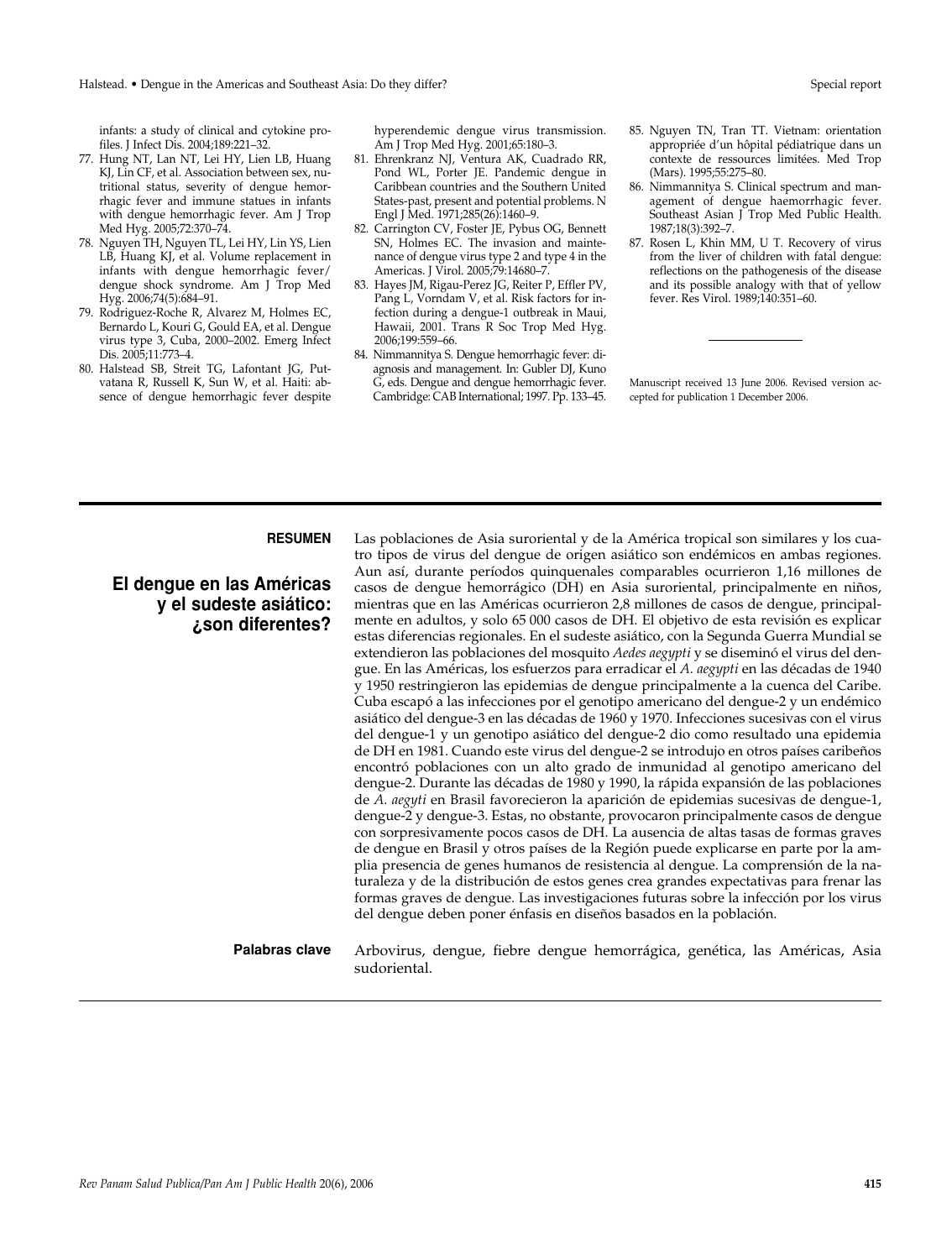infants: a study of clinical and cytokine profiles. J Infect Dis. 2004;189:221–32.

77. Hung NT, Lan NT, Lei HY, Lien LB, Huang KJ, Lin CF, et al. Association between sex, nutritional status, severity of dengue hemorrhagic fever and immune statues in infants with dengue hemorrhagic fever. Am J Trop Med Hyg. 2005;72:370–74.
78. Nguyen TH, Nguyen TL, Lei HY, Lin YS, Lien LB, Huang KJ, et al. Volume replacement in infants with dengue hemorrhagic fever/dengue shock syndrome. Am J Trop Med Hyg. 2006;74(5):684–91.
79. Rodriguez-Roche R, Alvarez M, Holmes EC, Bernardo L, Kouri G, Gould EA, et al. Dengue virus type 3, Cuba, 2000–2002. Emerg Infect Dis. 2005;11:773–4.
80. Halstead SB, Streit TG, Lafontant JG, Putvatana R, Russell K, Sun W, et al. Haiti: absence of dengue hemorrhagic fever despite hyperendemic dengue virus transmission. Am J Trop Med Hyg. 2001;65:180–3.
81. Ehrenkranz NJ, Ventura AK, Cuadrado RR, Pond WL, Porter JE. Pandemic dengue in Caribbean countries and the Southern United States-past, present and potential problems. N Engl J Med. 1971;285(26):1460–9.
82. Carrington CV, Foster JE, Pybus OG, Bennett SN, Holmes EC. The invasion and maintenance of dengue virus type 2 and type 4 in the Americas. J Virol. 2005;79:14680–7.
83. Hayes JM, Rigau-Perez JG, Reiter P, Effler PV, Pang L, Vorndam V, et al. Risk factors for infection during a dengue-1 outbreak in Maui, Hawaii, 2001. Trans R Soc Trop Med Hyg. 2006;199:559–66.
84. Nimmannitya S. Dengue hemorrhagic fever: diagnosis and management. In: Gubler DJ, Kuno G, eds. Dengue and dengue hemorrhagic fever. Cambridge: CAB International; 1997. Pp. 133–45.
85. Nguyen TN, Tran TT. Vietnam: orientation appropriée d'un hôpital pédiatrique dans un contexte de ressources limitées. Med Trop (Mars). 1995;55:275–80.
86. Nimmannitya S. Clinical spectrum and management of dengue haemorrhagic fever. Southeast Asian J Trop Med Public Health. 1987;18(3):392–7.
87. Rosen L, Khin MM, U T. Recovery of virus from the liver of children with fatal dengue: reflections on the pathogenesis of the disease and its possible analogy with that of yellow fever. Res Virol. 1989;140:351–60.

Manuscript received 13 June 2006. Revised version accepted for publication 1 December 2006.

---

**RESUMEN**

## El dengue en las Américas y el sudeste asiático: ¿son diferentes?

Las poblaciones de Asia suroriental y de la América tropical son similares y los cuatro tipos de virus del dengue de origen asiático son endémicos en ambas regiones. Aun así, durante períodos quinquenales comparables ocurrieron 1,16 millones de casos de dengue hemorrágico (DH) en Asia suroriental, principalmente en niños, mientras que en las Américas ocurrieron 2,8 millones de casos de dengue, principalmente en adultos, y solo 65 000 casos de DH. El objetivo de esta revisión es explicar estas diferencias regionales. En el sudeste asiático, con la Segunda Guerra Mundial se extendieron las poblaciones del mosquito *Aedes aegypti* y se diseminó el virus del dengue. En las Américas, los esfuerzos para erradicar el *A. aegypti* en las décadas de 1940 y 1950 restringieron las epidemias de dengue principalmente a la cuenca del Caribe. Cuba escapó a las infecciones por el genotipo americano del dengue-2 y un endémico asiático del dengue-3 en las décadas de 1960 y 1970. Infecciones sucesivas con el virus del dengue-1 y un genotipo asiático del dengue-2 dio como resultado una epidemia de DH en 1981. Cuando este virus del dengue-2 se introdujo en otros países caribeños encontró poblaciones con un alto grado de inmunidad al genotipo americano del dengue-2. Durante las décadas de 1980 y 1990, la rápida expansión de las poblaciones de *A. aegyti* en Brasil favorecieron la aparición de epidemias sucesivas de dengue-1, dengue-2 y dengue-3. Estas, no obstante, provocaron principalmente casos de dengue con sorpresivamente pocos casos de DH. La ausencia de altas tasas de formas graves de dengue en Brasil y otros países de la Región puede explicarse en parte por la amplia presencia de genes humanos de resistencia al dengue. La comprensión de la naturaleza y de la distribución de estos genes crea grandes expectativas para frenar las formas graves de dengue. Las investigaciones futuras sobre la infección por los virus del dengue deben poner énfasis en diseños basados en la población.

**Palabras clave** Arbovirus, dengue, fiebre dengue hemorrágica, genética, las Américas, Asia sudoriental.